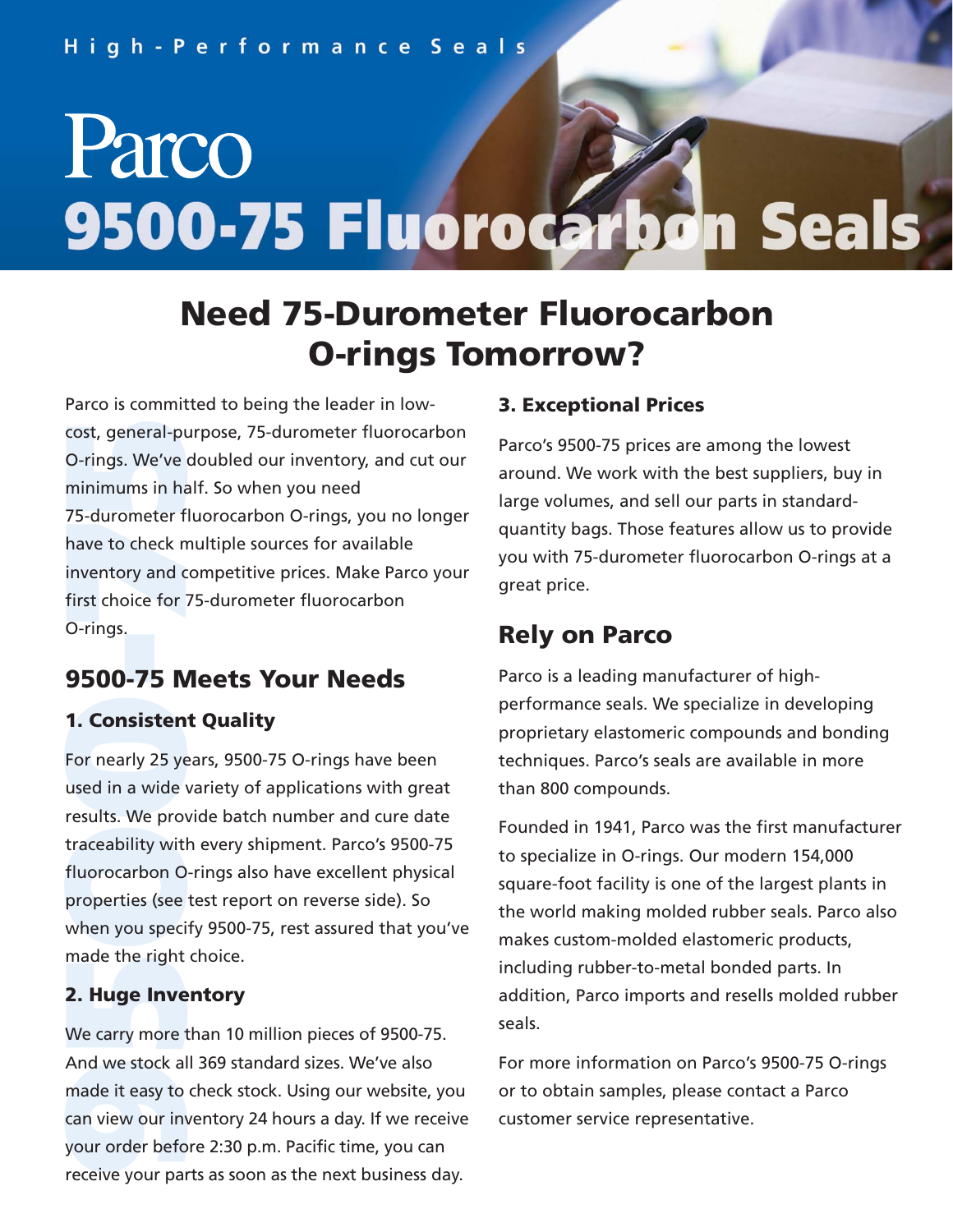High-Performance Seals

# Parco 9500-75 Fluorocarbon Seals

## Need 75-Durometer Fluorocarbon O-rings Tomorrow?

Parco is committed to being the leader in low-cost, general-purpose, 75-durometer fluorocarbon O-rings. We've doubled our inventory, and cut our minimums in half. So when you need 75-durometer fluorocarbon O-rings, you no longer have to check multiple sources for available inventory and competitive prices. Make Parco your first choice for 75-durometer fluorocarbon O-rings.

## 9500-75 Meets Your Needs

### 1. Consistent Quality

For nearly 25 years, 9500-75 O-rings have been used in a wide variety of applications with great results. We provide batch number and cure date traceability with every shipment. Parco's 9500-75 fluorocarbon O-rings also have excellent physical properties (see test report on reverse side). So when you specify 9500-75, rest assured that you've made the right choice.

### 2. Huge Inventory

We carry more than 10 million pieces of 9500-75. And we stock all 369 standard sizes. We've also made it easy to check stock. Using our website, you can view our inventory 24 hours a day. If we receive your order before 2:30 p.m. Pacific time, you can receive your parts as soon as the next business day.

### 3. Exceptional Prices

Parco's 9500-75 prices are among the lowest around. We work with the best suppliers, buy in large volumes, and sell our parts in standard-quantity bags. Those features allow us to provide you with 75-durometer fluorocarbon O-rings at a great price.

## Rely on Parco

Parco is a leading manufacturer of high-performance seals. We specialize in developing proprietary elastomeric compounds and bonding techniques. Parco's seals are available in more than 800 compounds.

Founded in 1941, Parco was the first manufacturer to specialize in O-rings. Our modern 154,000 square-foot facility is one of the largest plants in the world making molded rubber seals. Parco also makes custom-molded elastomeric products, including rubber-to-metal bonded parts. In addition, Parco imports and resells molded rubber seals.

For more information on Parco's 9500-75 O-rings or to obtain samples, please contact a Parco customer service representative.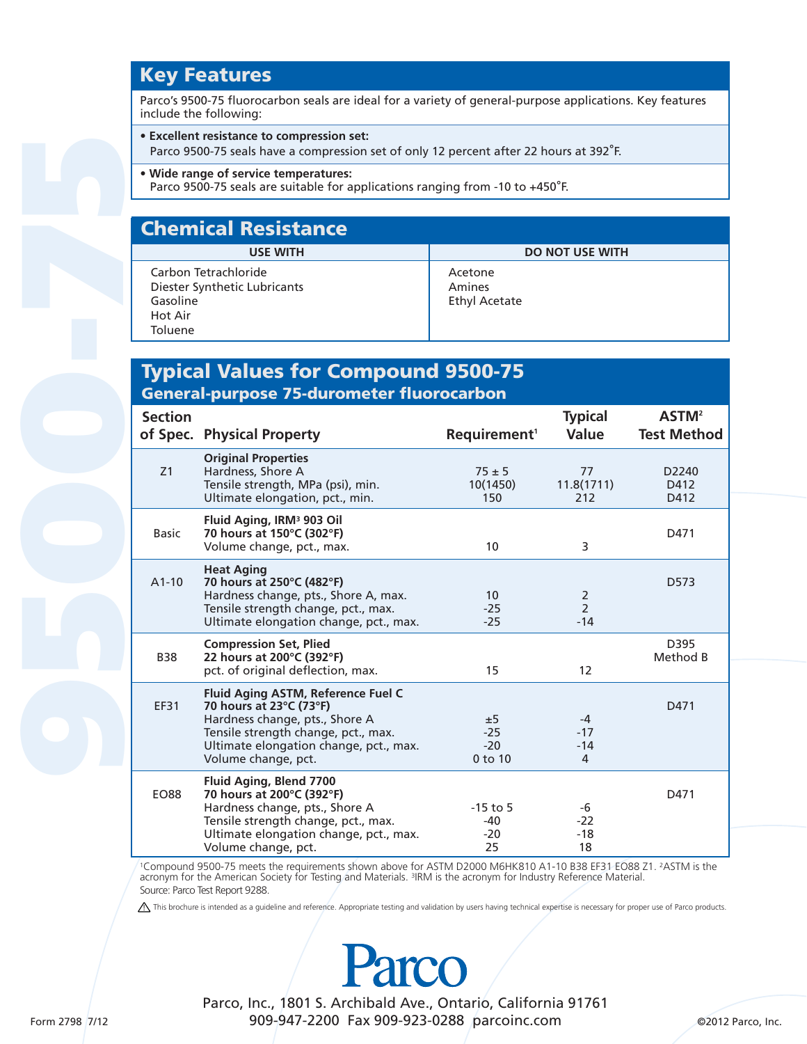## Key Features

Parco's 9500-75 fluorocarbon seals are ideal for a variety of general-purpose applications. Key features include the following:

- **Excellent resistance to compression set:** Parco 9500-75 seals have a compression set of only 12 percent after 22 hours at 392˚F.
- **Wide range of service temperatures:** Parco 9500-75 seals are suitable for applications ranging from -10 to +450˚F.

## Chemical Resistance

| USE WITH | DO NOT USE WITH |
|---|---|
| Carbon Tetrachloride<br>Diester Synthetic Lubricants<br>Gasoline<br>Hot Air<br>Toluene | Acetone<br>Amines<br>Ethyl Acetate |

## Typical Values for Compound 9500-75

### General-purpose 75-durometer fluorocarbon

| Section of Spec. | Physical Property | Requirement[1] | Typical Value | ASTM[2] Test Method |
|---|---|---|---|---|
| Z1 | **Original Properties** | | | |
| | Hardness, Shore A | 75 ± 5 | 77 | D2240 |
| | Tensile strength, MPa (psi), min. | 10(1450) | 11.8(1711) | D412 |
| | Ultimate elongation, pct., min. | 150 | 212 | D412 |
| Basic | **Fluid Aging, IRM[3] 903 Oil** | | | |
| | **70 hours at 150°C (302°F)** | | | D471 |
| | Volume change, pct., max. | 10 | 3 | |
| A1-10 | **Heat Aging** | | | |
| | **70 hours at 250°C (482°F)** | | | D573 |
| | Hardness change, pts., Shore A, max. | 10 | 2 | |
| | Tensile strength change, pct., max. | -25 | 2 | |
| | Ultimate elongation change, pct., max. | -25 | -14 | |
| B38 | **Compression Set, Plied** | | | D395 |
| | **22 hours at 200°C (392°F)** | | | Method B |
| | pct. of original deflection, max. | 15 | 12 | |
| EF31 | **Fluid Aging ASTM, Reference Fuel C** | | | |
| | **70 hours at 23°C (73°F)** | | | D471 |
| | Hardness change, pts., Shore A | ±5 | -4 | |
| | Tensile strength change, pct., max. | -25 | -17 | |
| | Ultimate elongation change, pct., max. | -20 | -14 | |
| | Volume change, pct. | 0 to 10 | 4 | |
| EO88 | **Fluid Aging, Blend 7700** | | | |
| | **70 hours at 200°C (392°F)** | | | D471 |
| | Hardness change, pts., Shore A | -15 to 5 | -6 | |
| | Tensile strength change, pct., max. | -40 | -22 | |
| | Ultimate elongation change, pct., max. | -20 | -18 | |
| | Volume change, pct. | 25 | 18 | |

[1]Compound 9500-75 meets the requirements shown above for ASTM D2000 M6HK810 A1-10 B38 EF31 EO88 Z1. [2]ASTM is the acronym for the American Society for Testing and Materials. [3]IRM is the acronym for Industry Reference Material.
Source: Parco Test Report 9288.

⚠ This brochure is intended as a guideline and reference. Appropriate testing and validation by users having technical expertise is necessary for proper use of Parco products.

Parco

Parco, Inc., 1801 S. Archibald Ave., Ontario, California 91761
909-947-2200 Fax 909-923-0288 parcoinc.com

Form 2798 7/12

©2012 Parco, Inc.